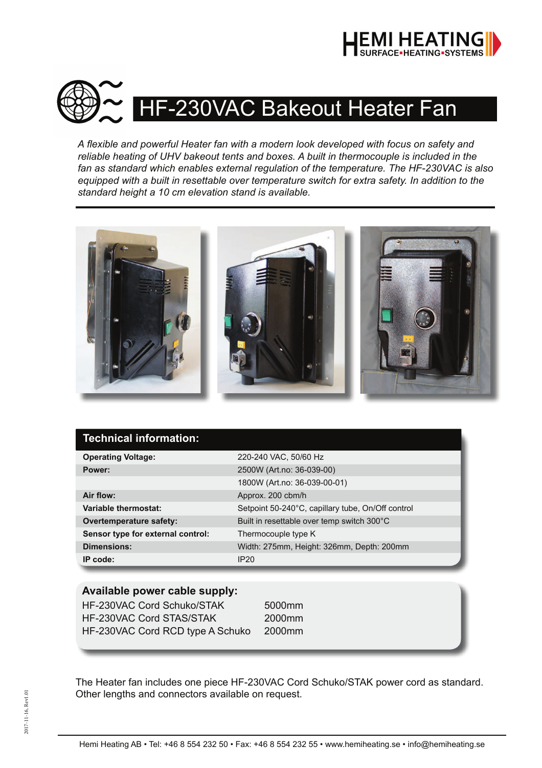HEMI HEATING
SURFACE▪HEATING▪SYSTEMS

# HF-230VAC Bakeout Heater Fan

*A flexible and powerful Heater fan with a modern look developed with focus on safety and reliable heating of UHV bakeout tents and boxes. A built in thermocouple is included in the fan as standard which enables external regulation of the temperature. The HF-230VAC is also equipped with a built in resettable over temperature switch for extra safety. In addition to the standard height a 10 cm elevation stand is available.*

| Technical information: | |
|---|---|
| **Operating Voltage:** | 220-240 VAC, 50/60 Hz |
| **Power:** | 2500W (Art.no: 36-039-00) |
| | 1800W (Art.no: 36-039-00-01) |
| **Air flow:** | Approx. 200 cbm/h |
| **Variable thermostat:** | Setpoint 50-240°C, capillary tube, On/Off control |
| **Overtemperature safety:** | Built in resettable over temp switch 300°C |
| **Sensor type for external control:** | Thermocouple type K |
| **Dimensions:** | Width: 275mm, Height: 326mm, Depth: 200mm |
| **IP code:** | IP20 |

### Available power cable supply:

| | |
|---|---|
| HF-230VAC Cord Schuko/STAK | 5000mm |
| HF-230VAC Cord STAS/STAK | 2000mm |
| HF-230VAC Cord RCD type A Schuko | 2000mm |

The Heater fan includes one piece HF-230VAC Cord Schuko/STAK power cord as standard. Other lengths and connectors available on request.

2017-11-16, Rev1.01

Hemi Heating AB • Tel: +46 8 554 232 50 • Fax: +46 8 554 232 55 • www.hemiheating.se • info@hemiheating.se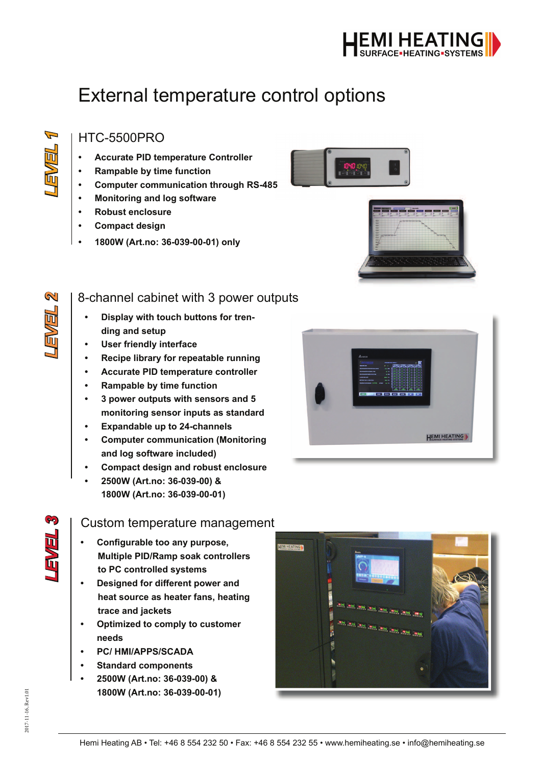# External temperature control options

**LEVEL 1**

## HTC-5500PRO

- **Accurate PID temperature Controller**
- **Rampable by time function**
- **Computer communication through RS-485**
- **Monitoring and log software**
- **Robust enclosure**
- **Compact design**
- **1800W (Art.no: 36-039-00-01) only**

**LEVEL 2**

## 8-channel cabinet with 3 power outputs

- **Display with touch buttons for trending and setup**
- **User friendly interface**
- **Recipe library for repeatable running**
- **Accurate PID temperature controller**
- **Rampable by time function**
- **3 power outputs with sensors and 5 monitoring sensor inputs as standard**
- **Expandable up to 24-channels**
- **Computer communication (Monitoring and log software included)**
- **Compact design and robust enclosure**
- **2500W (Art.no: 36-039-00) & 1800W (Art.no: 36-039-00-01)**

**LEVEL 3**

## Custom temperature management

- **Configurable too any purpose, Multiple PID/Ramp soak controllers to PC controlled systems**
- **Designed for different power and heat source as heater fans, heating trace and jackets**
- **Optimized to comply to customer needs**
- **PC/ HMI/APPS/SCADA**
- **Standard components**
- **2500W (Art.no: 36-039-00) & 1800W (Art.no: 36-039-00-01)**

2017-11-16, Rev1.01

Hemi Heating AB • Tel: +46 8 554 232 50 • Fax: +46 8 554 232 55 • www.hemiheating.se • info@hemiheating.se